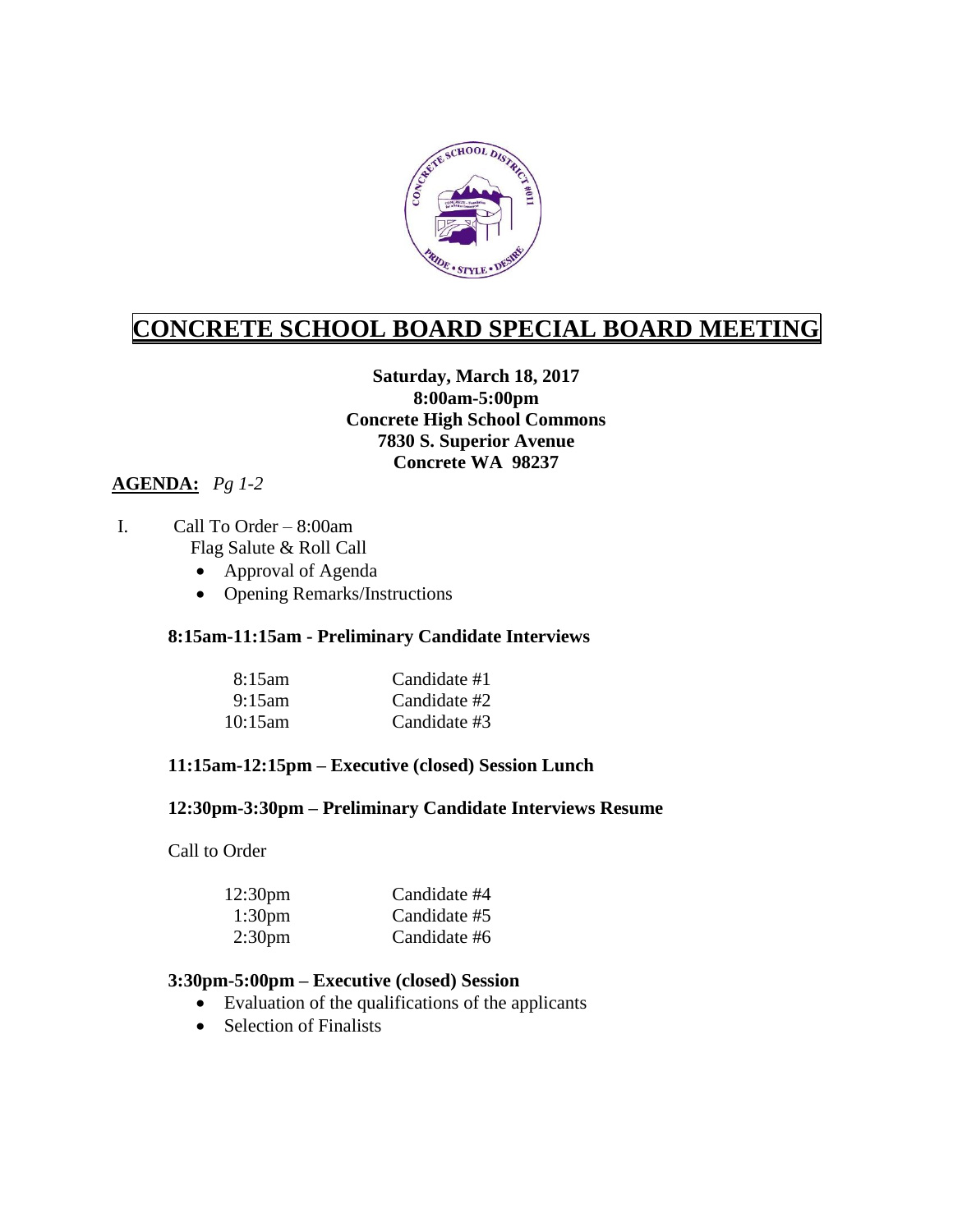# CONCRETE SCHOOL BOARD SPECIAL BOARD MEETING

**Saturday, March 18, 2017**
**8:00am-5:00pm**
**Concrete High School Commons**
**7830 S. Superior Avenue**
**Concrete WA 98237**

**AGENDA:** *Pg 1-2*

I. Call To Order – 8:00am
   Flag Salute & Roll Call
   - Approval of Agenda
   - Opening Remarks/Instructions

**8:15am-11:15am - Preliminary Candidate Interviews**

| | |
|---|---|
| 8:15am | Candidate #1 |
| 9:15am | Candidate #2 |
| 10:15am | Candidate #3 |

**11:15am-12:15pm – Executive (closed) Session Lunch**

**12:30pm-3:30pm – Preliminary Candidate Interviews Resume**

Call to Order

| | |
|---|---|
| 12:30pm | Candidate #4 |
| 1:30pm | Candidate #5 |
| 2:30pm | Candidate #6 |

**3:30pm-5:00pm – Executive (closed) Session**
- Evaluation of the qualifications of the applicants
- Selection of Finalists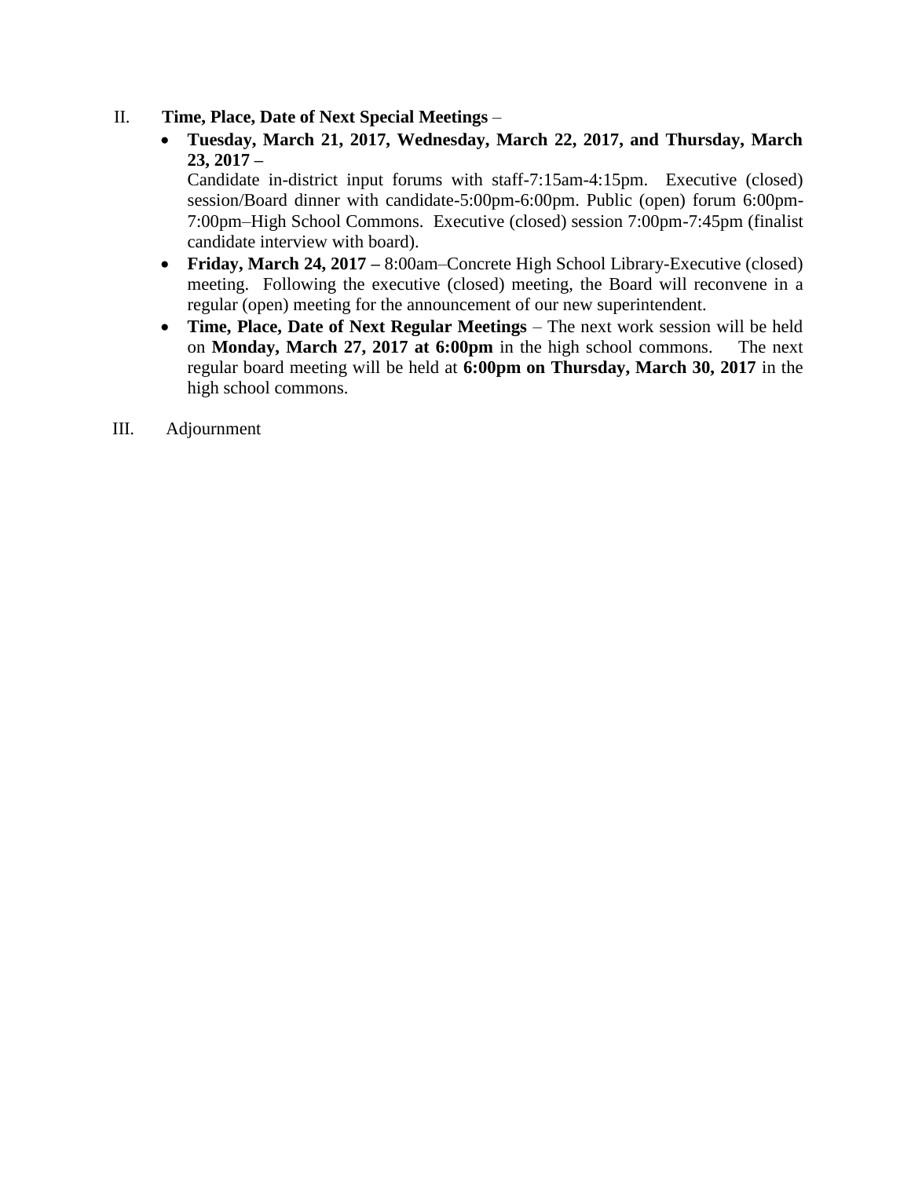II. **Time, Place, Date of Next Special Meetings** –

- **Tuesday, March 21, 2017, Wednesday, March 22, 2017, and Thursday, March 23, 2017 –**
  Candidate in-district input forums with staff-7:15am-4:15pm. Executive (closed) session/Board dinner with candidate-5:00pm-6:00pm. Public (open) forum 6:00pm-7:00pm–High School Commons. Executive (closed) session 7:00pm-7:45pm (finalist candidate interview with board).
- **Friday, March 24, 2017 –** 8:00am–Concrete High School Library-Executive (closed) meeting. Following the executive (closed) meeting, the Board will reconvene in a regular (open) meeting for the announcement of our new superintendent.
- **Time, Place, Date of Next Regular Meetings** – The next work session will be held on **Monday, March 27, 2017 at 6:00pm** in the high school commons. The next regular board meeting will be held at **6:00pm on Thursday, March 30, 2017** in the high school commons.

III. Adjournment